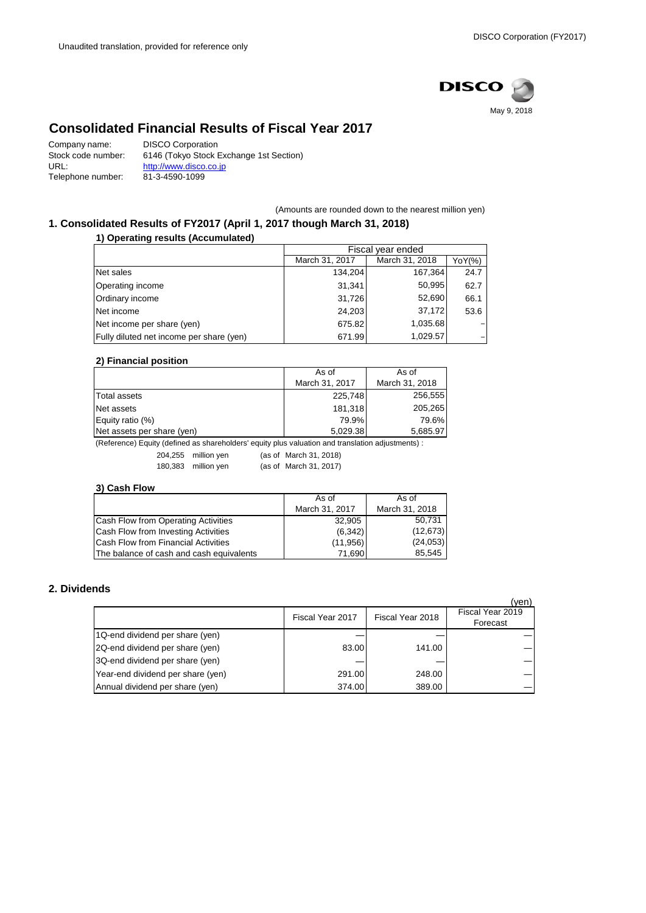Unaudited translation, provided for reference only

DISCO

May 9, 2018

# Consolidated Financial Results of Fiscal Year 2017

Company name: DISCO Corporation
Stock code number: 6146 (Tokyo Stock Exchange 1st Section)
URL: http://www.disco.co.jp
Telephone number: 81-3-4590-1099

(Amounts are rounded down to the nearest million yen)

## 1. Consolidated Results of FY2017 (April 1, 2017 though March 31, 2018)

### 1) Operating results (Accumulated)

| | Fiscal year ended | | |
|---|---|---|---|
| | March 31, 2017 | March 31, 2018 | YoY(%) |
| Net sales | 134,204 | 167,364 | 24.7 |
| Operating income | 31,341 | 50,995 | 62.7 |
| Ordinary income | 31,726 | 52,690 | 66.1 |
| Net income | 24,203 | 37,172 | 53.6 |
| Net income per share (yen) | 675.82 | 1,035.68 | – |
| Fully diluted net income per share (yen) | 671.99 | 1,029.57 | – |

### 2) Financial position

| | As of March 31, 2017 | As of March 31, 2018 |
|---|---|---|
| Total assets | 225,748 | 256,555 |
| Net assets | 181,318 | 205,265 |
| Equity ratio (%) | 79.9% | 79.6% |
| Net assets per share (yen) | 5,029.38 | 5,685.97 |

(Reference) Equity (defined as shareholders' equity plus valuation and translation adjustments) :

204,255 million yen (as of March 31, 2018)
180,383 million yen (as of March 31, 2017)

### 3) Cash Flow

| | As of March 31, 2017 | As of March 31, 2018 |
|---|---|---|
| Cash Flow from Operating Activities | 32,905 | 50,731 |
| Cash Flow from Investing Activities | (6,342) | (12,673) |
| Cash Flow from Financial Activities | (11,956) | (24,053) |
| The balance of cash and cash equivalents | 71,690 | 85,545 |

## 2. Dividends

(yen)

| | Fiscal Year 2017 | Fiscal Year 2018 | Fiscal Year 2019 Forecast |
|---|---|---|---|
| 1Q-end dividend per share (yen) | — | — | — |
| 2Q-end dividend per share (yen) | 83.00 | 141.00 | — |
| 3Q-end dividend per share (yen) | — | — | — |
| Year-end dividend per share (yen) | 291.00 | 248.00 | — |
| Annual dividend per share (yen) | 374.00 | 389.00 | — |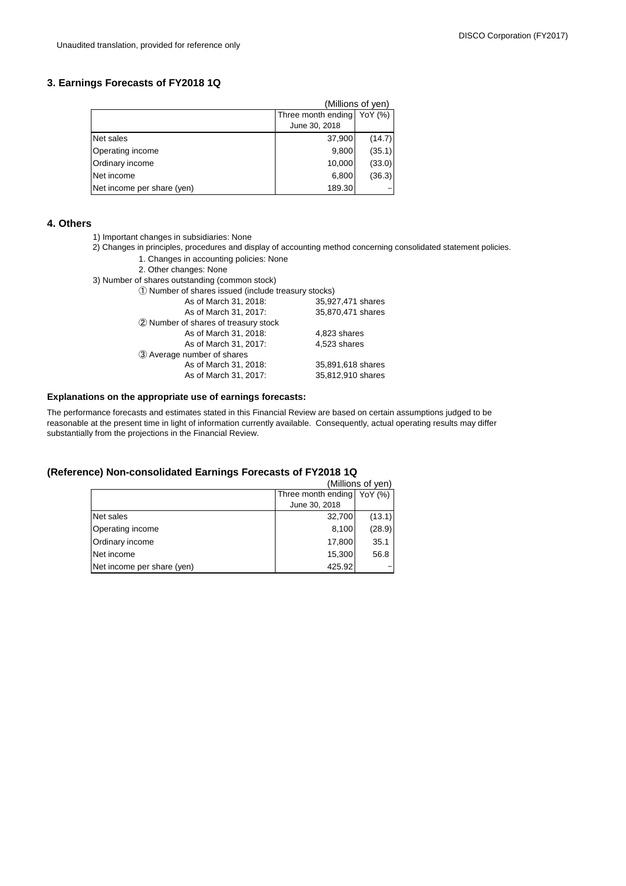Unaudited translation, provided for reference only

### 3. Earnings Forecasts of FY2018 1Q

(Millions of yen)

| | Three month ending June 30, 2018 | YoY (%) |
|---|---|---|
| Net sales | 37,900 | (14.7) |
| Operating income | 9,800 | (35.1) |
| Ordinary income | 10,000 | (33.0) |
| Net income | 6,800 | (36.3) |
| Net income per share (yen) | 189.30 | – |

### 4. Others

1) Important changes in subsidiaries: None

2) Changes in principles, procedures and display of accounting method concerning consolidated statement policies.

   1. Changes in accounting policies: None
   2. Other changes: None

3) Number of shares outstanding (common stock)

   ① Number of shares issued (include treasury stocks)

   | | |
   |---|---|
   | As of March 31, 2018: | 35,927,471 shares |
   | As of March 31, 2017: | 35,870,471 shares |

   ② Number of shares of treasury stock

   | | |
   |---|---|
   | As of March 31, 2018: | 4,823 shares |
   | As of March 31, 2017: | 4,523 shares |

   ③ Average number of shares

   | | |
   |---|---|
   | As of March 31, 2018: | 35,891,618 shares |
   | As of March 31, 2017: | 35,812,910 shares |

**Explanations on the appropriate use of earnings forecasts:**

The performance forecasts and estimates stated in this Financial Review are based on certain assumptions judged to be reasonable at the present time in light of information currently available. Consequently, actual operating results may differ substantially from the projections in the Financial Review.

### (Reference) Non-consolidated Earnings Forecasts of FY2018 1Q

(Millions of yen)

| | Three month ending June 30, 2018 | YoY (%) |
|---|---|---|
| Net sales | 32,700 | (13.1) |
| Operating income | 8,100 | (28.9) |
| Ordinary income | 17,800 | 35.1 |
| Net income | 15,300 | 56.8 |
| Net income per share (yen) | 425.92 | – |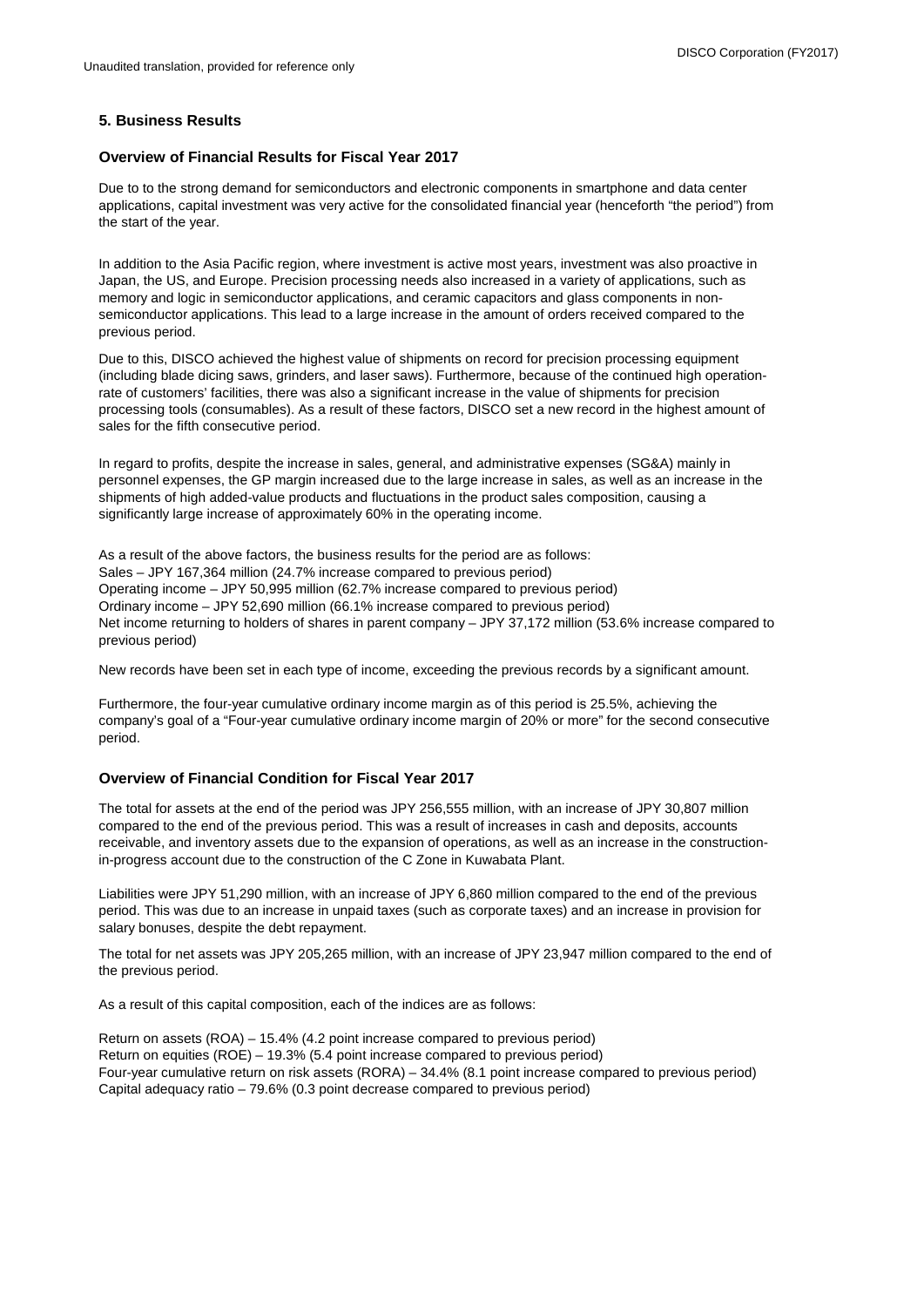## 5. Business Results

### Overview of Financial Results for Fiscal Year 2017

Due to to the strong demand for semiconductors and electronic components in smartphone and data center applications, capital investment was very active for the consolidated financial year (henceforth "the period") from the start of the year.

In addition to the Asia Pacific region, where investment is active most years, investment was also proactive in Japan, the US, and Europe. Precision processing needs also increased in a variety of applications, such as memory and logic in semiconductor applications, and ceramic capacitors and glass components in non-semiconductor applications. This lead to a large increase in the amount of orders received compared to the previous period.

Due to this, DISCO achieved the highest value of shipments on record for precision processing equipment (including blade dicing saws, grinders, and laser saws). Furthermore, because of the continued high operation-rate of customers' facilities, there was also a significant increase in the value of shipments for precision processing tools (consumables). As a result of these factors, DISCO set a new record in the highest amount of sales for the fifth consecutive period.

In regard to profits, despite the increase in sales, general, and administrative expenses (SG&A) mainly in personnel expenses, the GP margin increased due to the large increase in sales, as well as an increase in the shipments of high added-value products and fluctuations in the product sales composition, causing a significantly large increase of approximately 60% in the operating income.

As a result of the above factors, the business results for the period are as follows:
Sales – JPY 167,364 million (24.7% increase compared to previous period)
Operating income – JPY 50,995 million (62.7% increase compared to previous period)
Ordinary income – JPY 52,690 million (66.1% increase compared to previous period)
Net income returning to holders of shares in parent company – JPY 37,172 million (53.6% increase compared to previous period)

New records have been set in each type of income, exceeding the previous records by a significant amount.

Furthermore, the four-year cumulative ordinary income margin as of this period is 25.5%, achieving the company's goal of a "Four-year cumulative ordinary income margin of 20% or more" for the second consecutive period.

### Overview of Financial Condition for Fiscal Year 2017

The total for assets at the end of the period was JPY 256,555 million, with an increase of JPY 30,807 million compared to the end of the previous period. This was a result of increases in cash and deposits, accounts receivable, and inventory assets due to the expansion of operations, as well as an increase in the construction-in-progress account due to the construction of the C Zone in Kuwabata Plant.

Liabilities were JPY 51,290 million, with an increase of JPY 6,860 million compared to the end of the previous period. This was due to an increase in unpaid taxes (such as corporate taxes) and an increase in provision for salary bonuses, despite the debt repayment.

The total for net assets was JPY 205,265 million, with an increase of JPY 23,947 million compared to the end of the previous period.

As a result of this capital composition, each of the indices are as follows:

Return on assets (ROA) – 15.4% (4.2 point increase compared to previous period)
Return on equities (ROE) – 19.3% (5.4 point increase compared to previous period)
Four-year cumulative return on risk assets (RORA) – 34.4% (8.1 point increase compared to previous period)
Capital adequacy ratio – 79.6% (0.3 point decrease compared to previous period)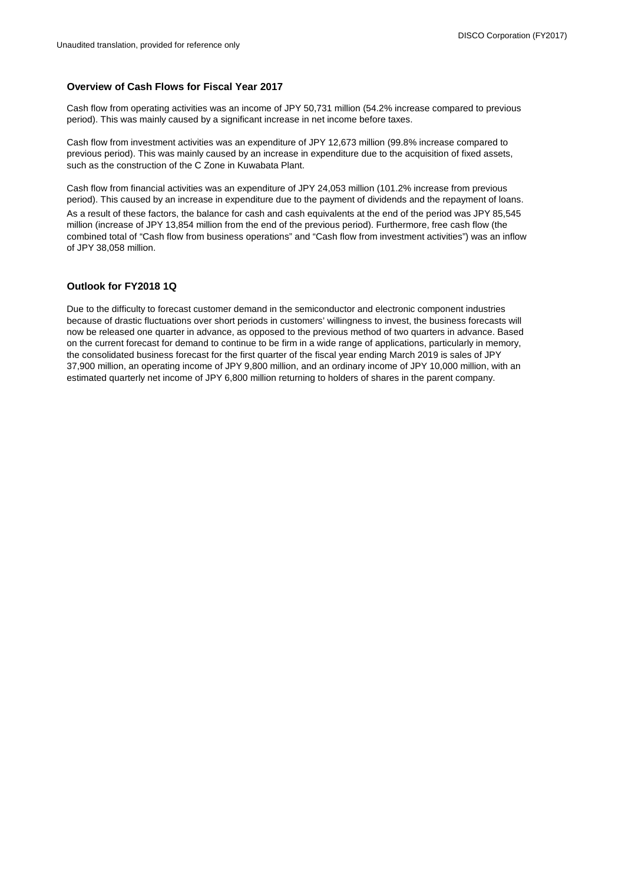### Overview of Cash Flows for Fiscal Year 2017

Cash flow from operating activities was an income of JPY 50,731 million (54.2% increase compared to previous period). This was mainly caused by a significant increase in net income before taxes.

Cash flow from investment activities was an expenditure of JPY 12,673 million (99.8% increase compared to previous period). This was mainly caused by an increase in expenditure due to the acquisition of fixed assets, such as the construction of the C Zone in Kuwabata Plant.

Cash flow from financial activities was an expenditure of JPY 24,053 million (101.2% increase from previous period). This caused by an increase in expenditure due to the payment of dividends and the repayment of loans. As a result of these factors, the balance for cash and cash equivalents at the end of the period was JPY 85,545 million (increase of JPY 13,854 million from the end of the previous period). Furthermore, free cash flow (the combined total of "Cash flow from business operations" and "Cash flow from investment activities") was an inflow of JPY 38,058 million.

### Outlook for FY2018 1Q

Due to the difficulty to forecast customer demand in the semiconductor and electronic component industries because of drastic fluctuations over short periods in customers' willingness to invest, the business forecasts will now be released one quarter in advance, as opposed to the previous method of two quarters in advance. Based on the current forecast for demand to continue to be firm in a wide range of applications, particularly in memory, the consolidated business forecast for the first quarter of the fiscal year ending March 2019 is sales of JPY 37,900 million, an operating income of JPY 9,800 million, and an ordinary income of JPY 10,000 million, with an estimated quarterly net income of JPY 6,800 million returning to holders of shares in the parent company.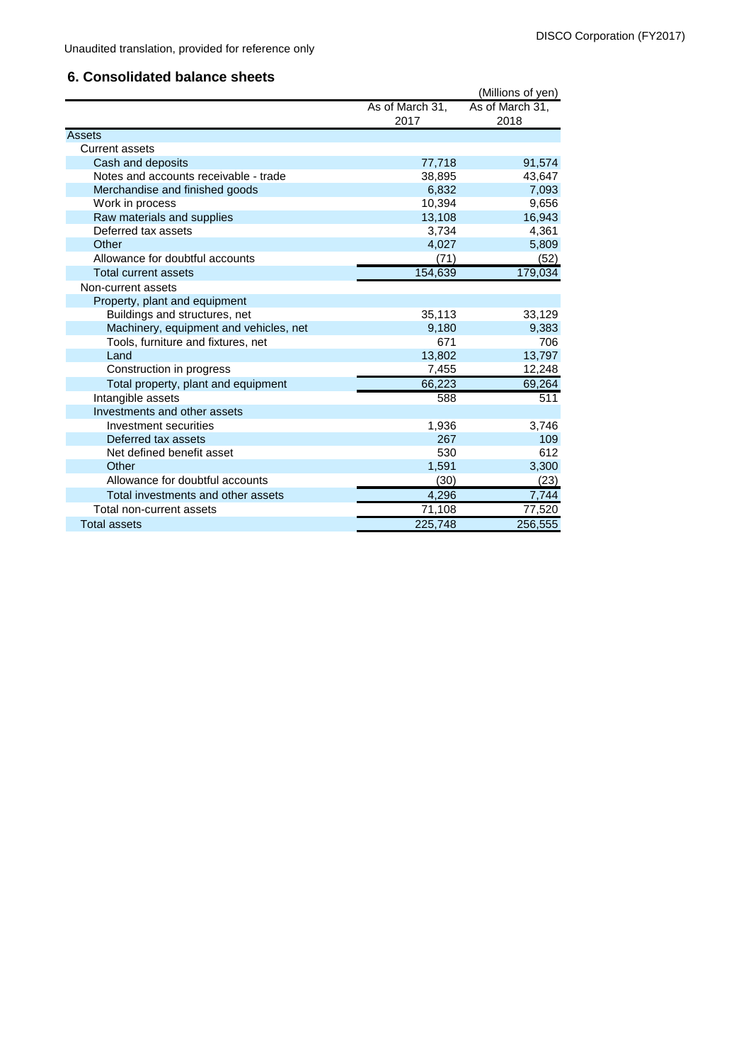Unaudited translation, provided for reference only

## 6. Consolidated balance sheets

(Millions of yen)

| | As of March 31, 2017 | As of March 31, 2018 |
|---|---|---|
| Assets | | |
| Current assets | | |
| Cash and deposits | 77,718 | 91,574 |
| Notes and accounts receivable - trade | 38,895 | 43,647 |
| Merchandise and finished goods | 6,832 | 7,093 |
| Work in process | 10,394 | 9,656 |
| Raw materials and supplies | 13,108 | 16,943 |
| Deferred tax assets | 3,734 | 4,361 |
| Other | 4,027 | 5,809 |
| Allowance for doubtful accounts | (71) | (52) |
| Total current assets | 154,639 | 179,034 |
| Non-current assets | | |
| Property, plant and equipment | | |
| Buildings and structures, net | 35,113 | 33,129 |
| Machinery, equipment and vehicles, net | 9,180 | 9,383 |
| Tools, furniture and fixtures, net | 671 | 706 |
| Land | 13,802 | 13,797 |
| Construction in progress | 7,455 | 12,248 |
| Total property, plant and equipment | 66,223 | 69,264 |
| Intangible assets | 588 | 511 |
| Investments and other assets | | |
| Investment securities | 1,936 | 3,746 |
| Deferred tax assets | 267 | 109 |
| Net defined benefit asset | 530 | 612 |
| Other | 1,591 | 3,300 |
| Allowance for doubtful accounts | (30) | (23) |
| Total investments and other assets | 4,296 | 7,744 |
| Total non-current assets | 71,108 | 77,520 |
| Total assets | 225,748 | 256,555 |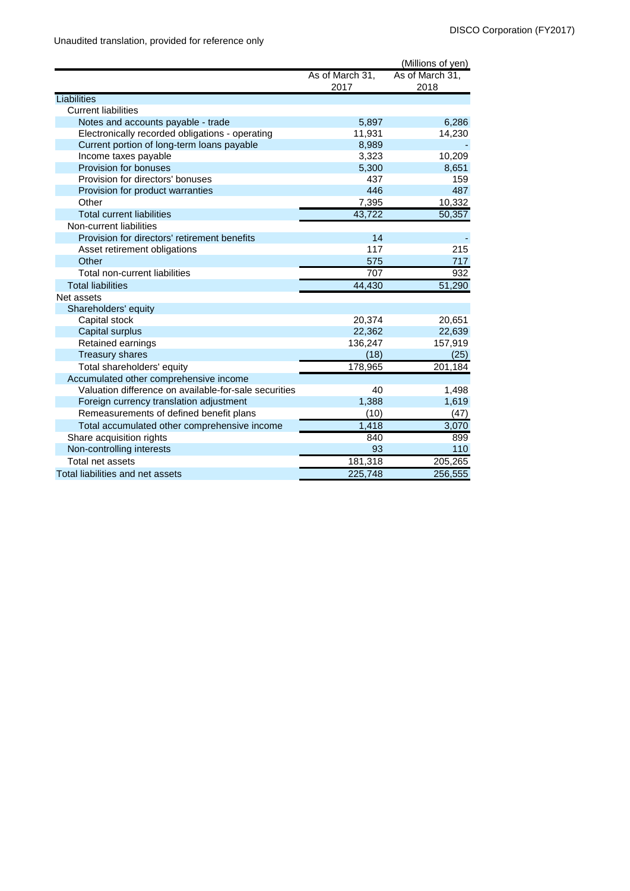Unaudited translation, provided for reference only

(Millions of yen)

| | As of March 31, 2017 | As of March 31, 2018 |
|---|---|---|
| Liabilities | | |
| Current liabilities | | |
| Notes and accounts payable - trade | 5,897 | 6,286 |
| Electronically recorded obligations - operating | 11,931 | 14,230 |
| Current portion of long-term loans payable | 8,989 | - |
| Income taxes payable | 3,323 | 10,209 |
| Provision for bonuses | 5,300 | 8,651 |
| Provision for directors' bonuses | 437 | 159 |
| Provision for product warranties | 446 | 487 |
| Other | 7,395 | 10,332 |
| Total current liabilities | 43,722 | 50,357 |
| Non-current liabilities | | |
| Provision for directors' retirement benefits | 14 | - |
| Asset retirement obligations | 117 | 215 |
| Other | 575 | 717 |
| Total non-current liabilities | 707 | 932 |
| Total liabilities | 44,430 | 51,290 |
| Net assets | | |
| Shareholders' equity | | |
| Capital stock | 20,374 | 20,651 |
| Capital surplus | 22,362 | 22,639 |
| Retained earnings | 136,247 | 157,919 |
| Treasury shares | (18) | (25) |
| Total shareholders' equity | 178,965 | 201,184 |
| Accumulated other comprehensive income | | |
| Valuation difference on available-for-sale securities | 40 | 1,498 |
| Foreign currency translation adjustment | 1,388 | 1,619 |
| Remeasurements of defined benefit plans | (10) | (47) |
| Total accumulated other comprehensive income | 1,418 | 3,070 |
| Share acquisition rights | 840 | 899 |
| Non-controlling interests | 93 | 110 |
| Total net assets | 181,318 | 205,265 |
| Total liabilities and net assets | 225,748 | 256,555 |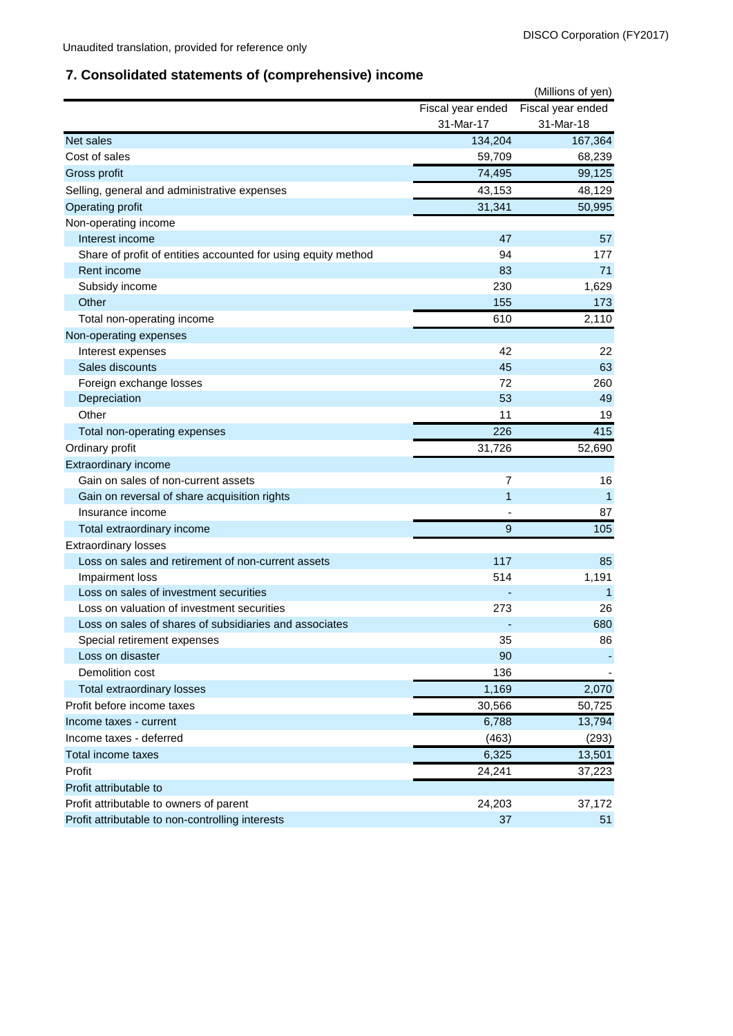Unaudited translation, provided for reference only

## 7. Consolidated statements of (comprehensive) income

(Millions of yen)

| | Fiscal year ended 31-Mar-17 | Fiscal year ended 31-Mar-18 |
|---|---|---|
| Net sales | 134,204 | 167,364 |
| Cost of sales | 59,709 | 68,239 |
| Gross profit | 74,495 | 99,125 |
| Selling, general and administrative expenses | 43,153 | 48,129 |
| Operating profit | 31,341 | 50,995 |
| Non-operating income | | |
| Interest income | 47 | 57 |
| Share of profit of entities accounted for using equity method | 94 | 177 |
| Rent income | 83 | 71 |
| Subsidy income | 230 | 1,629 |
| Other | 155 | 173 |
| Total non-operating income | 610 | 2,110 |
| Non-operating expenses | | |
| Interest expenses | 42 | 22 |
| Sales discounts | 45 | 63 |
| Foreign exchange losses | 72 | 260 |
| Depreciation | 53 | 49 |
| Other | 11 | 19 |
| Total non-operating expenses | 226 | 415 |
| Ordinary profit | 31,726 | 52,690 |
| Extraordinary income | | |
| Gain on sales of non-current assets | 7 | 16 |
| Gain on reversal of share acquisition rights | 1 | 1 |
| Insurance income | - | 87 |
| Total extraordinary income | 9 | 105 |
| Extraordinary losses | | |
| Loss on sales and retirement of non-current assets | 117 | 85 |
| Impairment loss | 514 | 1,191 |
| Loss on sales of investment securities | - | 1 |
| Loss on valuation of investment securities | 273 | 26 |
| Loss on sales of shares of subsidiaries and associates | - | 680 |
| Special retirement expenses | 35 | 86 |
| Loss on disaster | 90 | - |
| Demolition cost | 136 | - |
| Total extraordinary losses | 1,169 | 2,070 |
| Profit before income taxes | 30,566 | 50,725 |
| Income taxes - current | 6,788 | 13,794 |
| Income taxes - deferred | (463) | (293) |
| Total income taxes | 6,325 | 13,501 |
| Profit | 24,241 | 37,223 |
| Profit attributable to | | |
| Profit attributable to owners of parent | 24,203 | 37,172 |
| Profit attributable to non-controlling interests | 37 | 51 |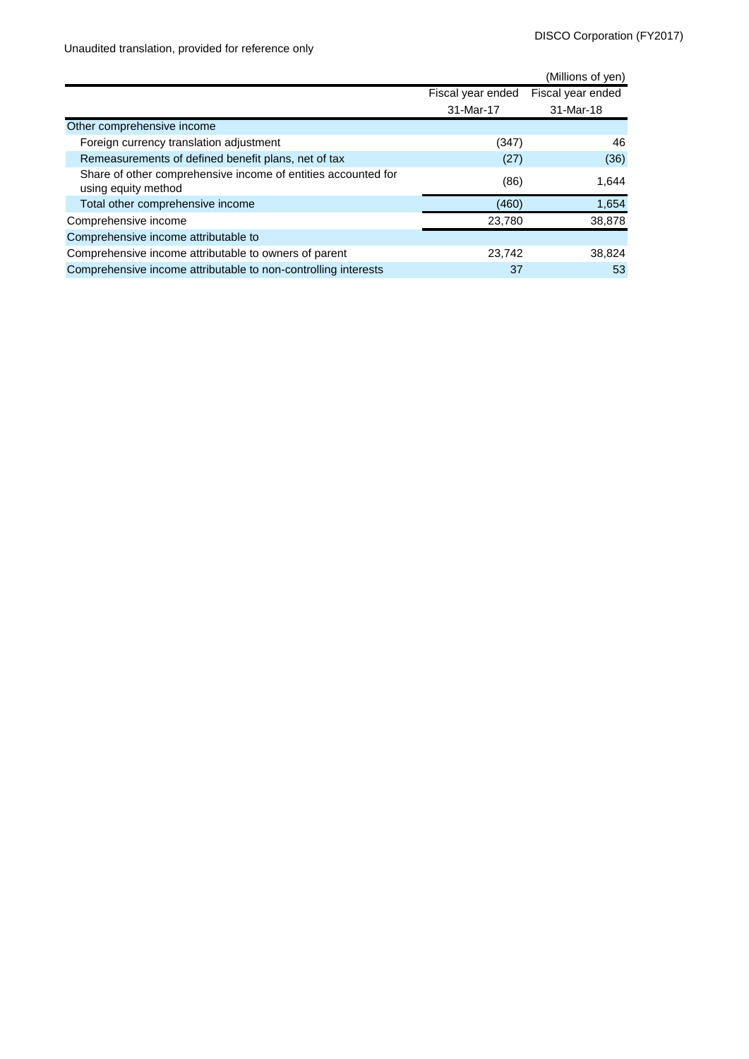Unaudited translation, provided for reference only

(Millions of yen)

| | Fiscal year ended 31-Mar-17 | Fiscal year ended 31-Mar-18 |
|---|---|---|
| Other comprehensive income | | |
| Foreign currency translation adjustment | (347) | 46 |
| Remeasurements of defined benefit plans, net of tax | (27) | (36) |
| Share of other comprehensive income of entities accounted for using equity method | (86) | 1,644 |
| Total other comprehensive income | (460) | 1,654 |
| Comprehensive income | 23,780 | 38,878 |
| Comprehensive income attributable to | | |
| Comprehensive income attributable to owners of parent | 23,742 | 38,824 |
| Comprehensive income attributable to non-controlling interests | 37 | 53 |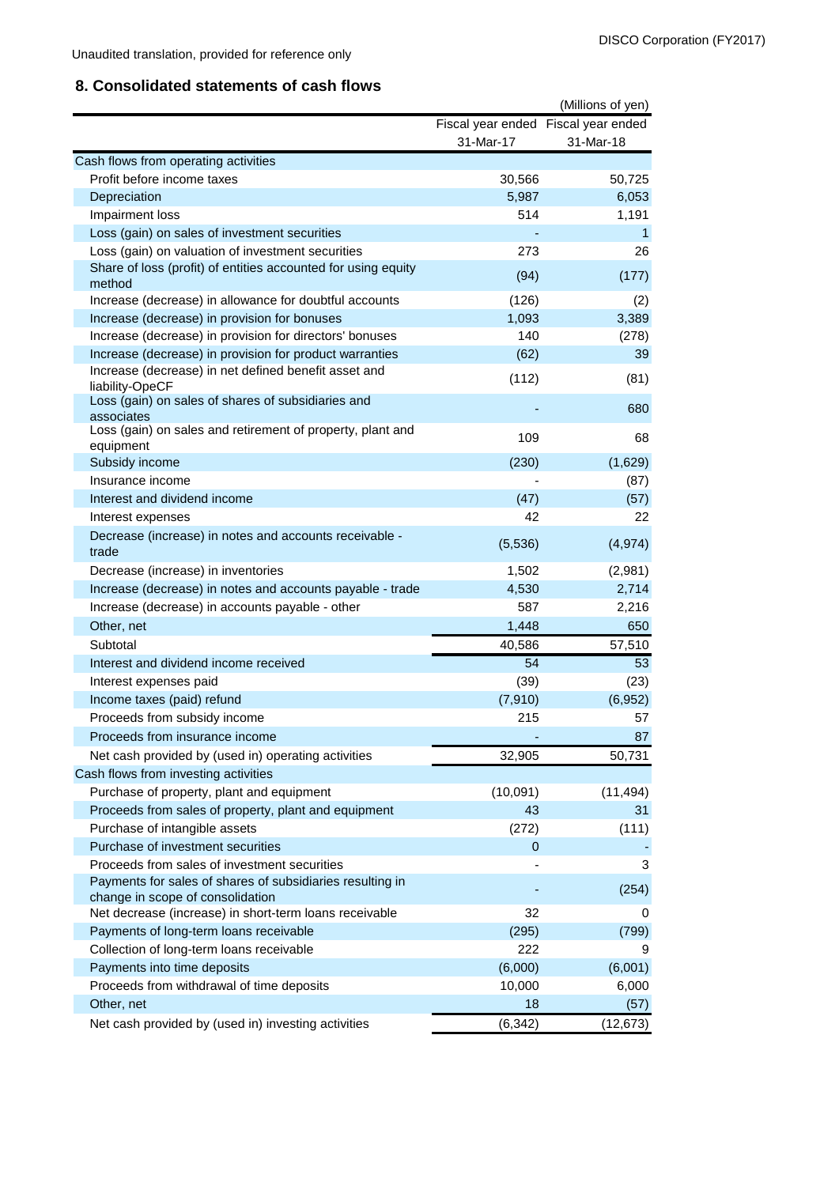Unaudited translation, provided for reference only

## 8. Consolidated statements of cash flows

(Millions of yen)

| | Fiscal year ended 31-Mar-17 | Fiscal year ended 31-Mar-18 |
|---|---|---|
| Cash flows from operating activities | | |
| Profit before income taxes | 30,566 | 50,725 |
| Depreciation | 5,987 | 6,053 |
| Impairment loss | 514 | 1,191 |
| Loss (gain) on sales of investment securities | - | 1 |
| Loss (gain) on valuation of investment securities | 273 | 26 |
| Share of loss (profit) of entities accounted for using equity method | (94) | (177) |
| Increase (decrease) in allowance for doubtful accounts | (126) | (2) |
| Increase (decrease) in provision for bonuses | 1,093 | 3,389 |
| Increase (decrease) in provision for directors' bonuses | 140 | (278) |
| Increase (decrease) in provision for product warranties | (62) | 39 |
| Increase (decrease) in net defined benefit asset and liability-OpeCF | (112) | (81) |
| Loss (gain) on sales of shares of subsidiaries and associates | - | 680 |
| Loss (gain) on sales and retirement of property, plant and equipment | 109 | 68 |
| Subsidy income | (230) | (1,629) |
| Insurance income | - | (87) |
| Interest and dividend income | (47) | (57) |
| Interest expenses | 42 | 22 |
| Decrease (increase) in notes and accounts receivable - trade | (5,536) | (4,974) |
| Decrease (increase) in inventories | 1,502 | (2,981) |
| Increase (decrease) in notes and accounts payable - trade | 4,530 | 2,714 |
| Increase (decrease) in accounts payable - other | 587 | 2,216 |
| Other, net | 1,448 | 650 |
| Subtotal | 40,586 | 57,510 |
| Interest and dividend income received | 54 | 53 |
| Interest expenses paid | (39) | (23) |
| Income taxes (paid) refund | (7,910) | (6,952) |
| Proceeds from subsidy income | 215 | 57 |
| Proceeds from insurance income | - | 87 |
| Net cash provided by (used in) operating activities | 32,905 | 50,731 |
| Cash flows from investing activities | | |
| Purchase of property, plant and equipment | (10,091) | (11,494) |
| Proceeds from sales of property, plant and equipment | 43 | 31 |
| Purchase of intangible assets | (272) | (111) |
| Purchase of investment securities | 0 | - |
| Proceeds from sales of investment securities | - | 3 |
| Payments for sales of shares of subsidiaries resulting in change in scope of consolidation | - | (254) |
| Net decrease (increase) in short-term loans receivable | 32 | 0 |
| Payments of long-term loans receivable | (295) | (799) |
| Collection of long-term loans receivable | 222 | 9 |
| Payments into time deposits | (6,000) | (6,001) |
| Proceeds from withdrawal of time deposits | 10,000 | 6,000 |
| Other, net | 18 | (57) |
| Net cash provided by (used in) investing activities | (6,342) | (12,673) |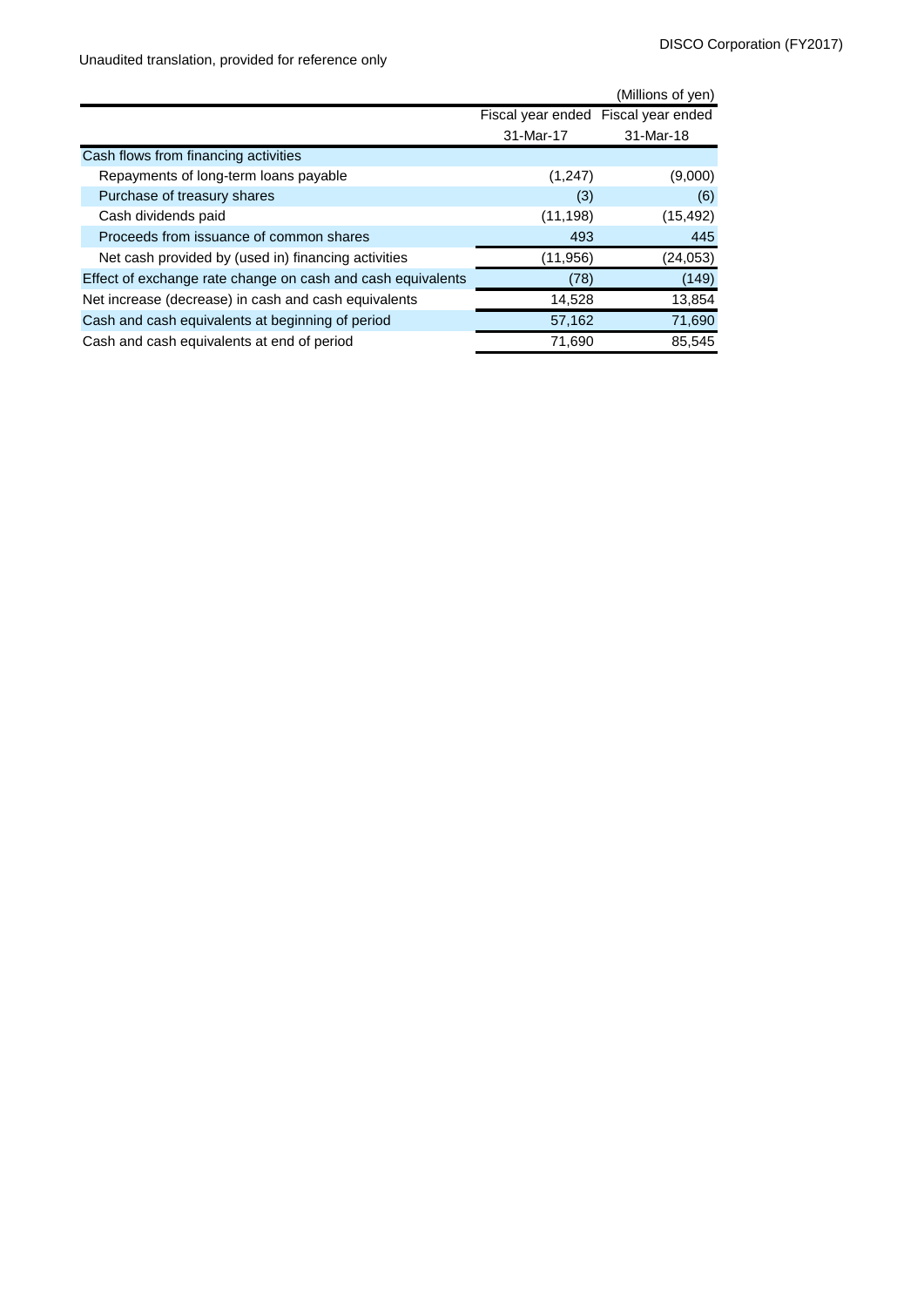Unaudited translation, provided for reference only

(Millions of yen)

| | Fiscal year ended 31-Mar-17 | Fiscal year ended 31-Mar-18 |
|---|---|---|
| Cash flows from financing activities | | |
| Repayments of long-term loans payable | (1,247) | (9,000) |
| Purchase of treasury shares | (3) | (6) |
| Cash dividends paid | (11,198) | (15,492) |
| Proceeds from issuance of common shares | 493 | 445 |
| Net cash provided by (used in) financing activities | (11,956) | (24,053) |
| Effect of exchange rate change on cash and cash equivalents | (78) | (149) |
| Net increase (decrease) in cash and cash equivalents | 14,528 | 13,854 |
| Cash and cash equivalents at beginning of period | 57,162 | 71,690 |
| Cash and cash equivalents at end of period | 71,690 | 85,545 |